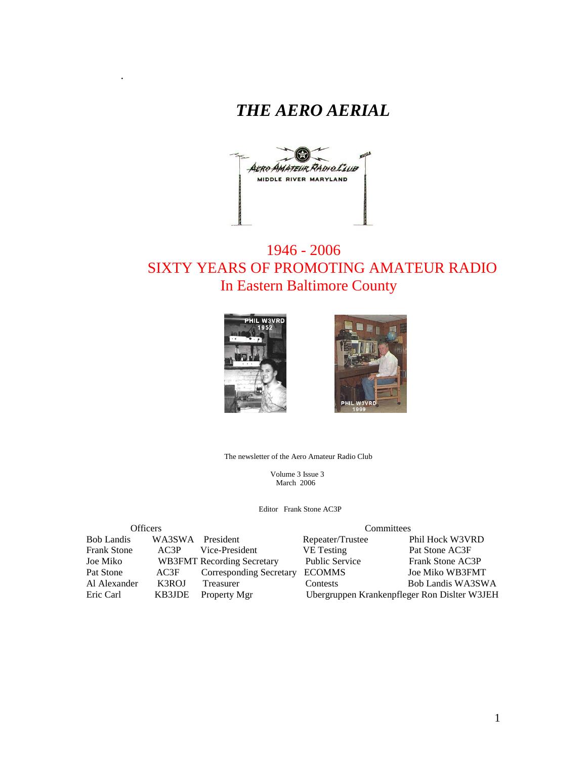# *THE AERO AERIAL*

1946 - 2006

SIXTY YEARS OF PROMOTING AMATEUR RADIO

In Eastern Baltimore County

The newsletter of the Aero Amateur Radio Club

Volume 3 Issue 3
March 2006

Editor Frank Stone AC3P

| Officers | | | Committees | |
|---|---|---|---|---|
| Bob Landis | WA3SWA | President | Repeater/Trustee | Phil Hock W3VRD |
| Frank Stone | AC3P | Vice-President | VE Testing | Pat Stone AC3F |
| Joe Miko | WB3FMT | Recording Secretary | Public Service | Frank Stone AC3P |
| Pat Stone | AC3F | Corresponding Secretary | ECOMMS | Joe Miko WB3FMT |
| Al Alexander | K3ROJ | Treasurer | Contests | Bob Landis WA3SWA |
| Eric Carl | KB3JDE | Property Mgr | Ubergruppen Krankenpfleger | Ron Dislter W3JEH |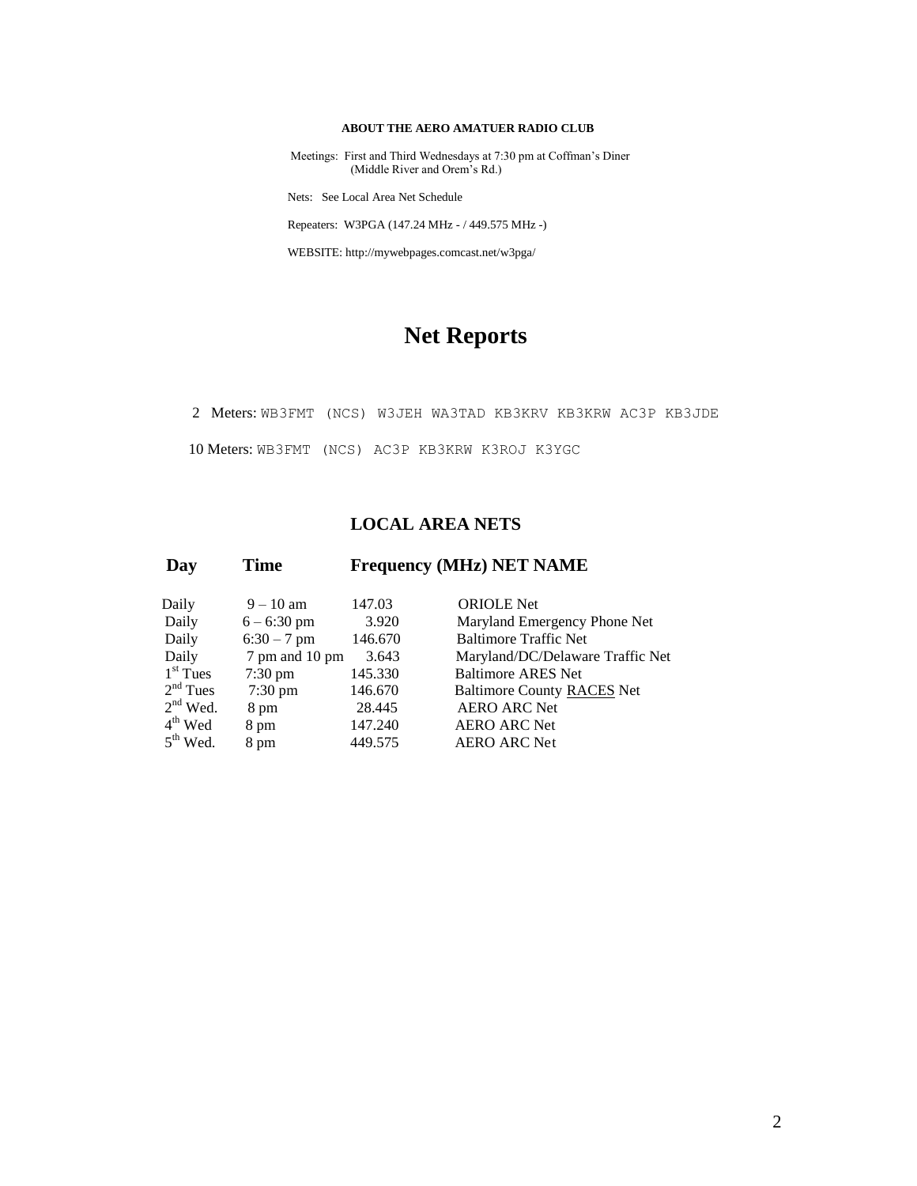**ABOUT THE AERO AMATUER RADIO CLUB**

Meetings: First and Third Wednesdays at 7:30 pm at Coffman's Diner (Middle River and Orem's Rd.)

Nets: See Local Area Net Schedule

Repeaters: W3PGA (147.24 MHz - / 449.575 MHz -)

WEBSITE: http://mywebpages.comcast.net/w3pga/

# Net Reports

2 Meters: WB3FMT (NCS) W3JEH WA3TAD KB3KRV KB3KRW AC3P KB3JDE

10 Meters: WB3FMT (NCS) AC3P KB3KRW K3ROJ K3YGC

## LOCAL AREA NETS

| Day | Time | Frequency (MHz) | NET NAME |
|---|---|---|---|
| Daily | 9 – 10 am | 147.03 | ORIOLE Net |
| Daily | 6 – 6:30 pm | 3.920 | Maryland Emergency Phone Net |
| Daily | 6:30 – 7 pm | 146.670 | Baltimore Traffic Net |
| Daily | 7 pm and 10 pm | 3.643 | Maryland/DC/Delaware Traffic Net |
| 1st Tues | 7:30 pm | 145.330 | Baltimore ARES Net |
| 2nd Tues | 7:30 pm | 146.670 | Baltimore County RACES Net |
| 2nd Wed. | 8 pm | 28.445 | AERO ARC Net |
| 4th Wed | 8 pm | 147.240 | AERO ARC Net |
| 5th Wed. | 8 pm | 449.575 | AERO ARC Net |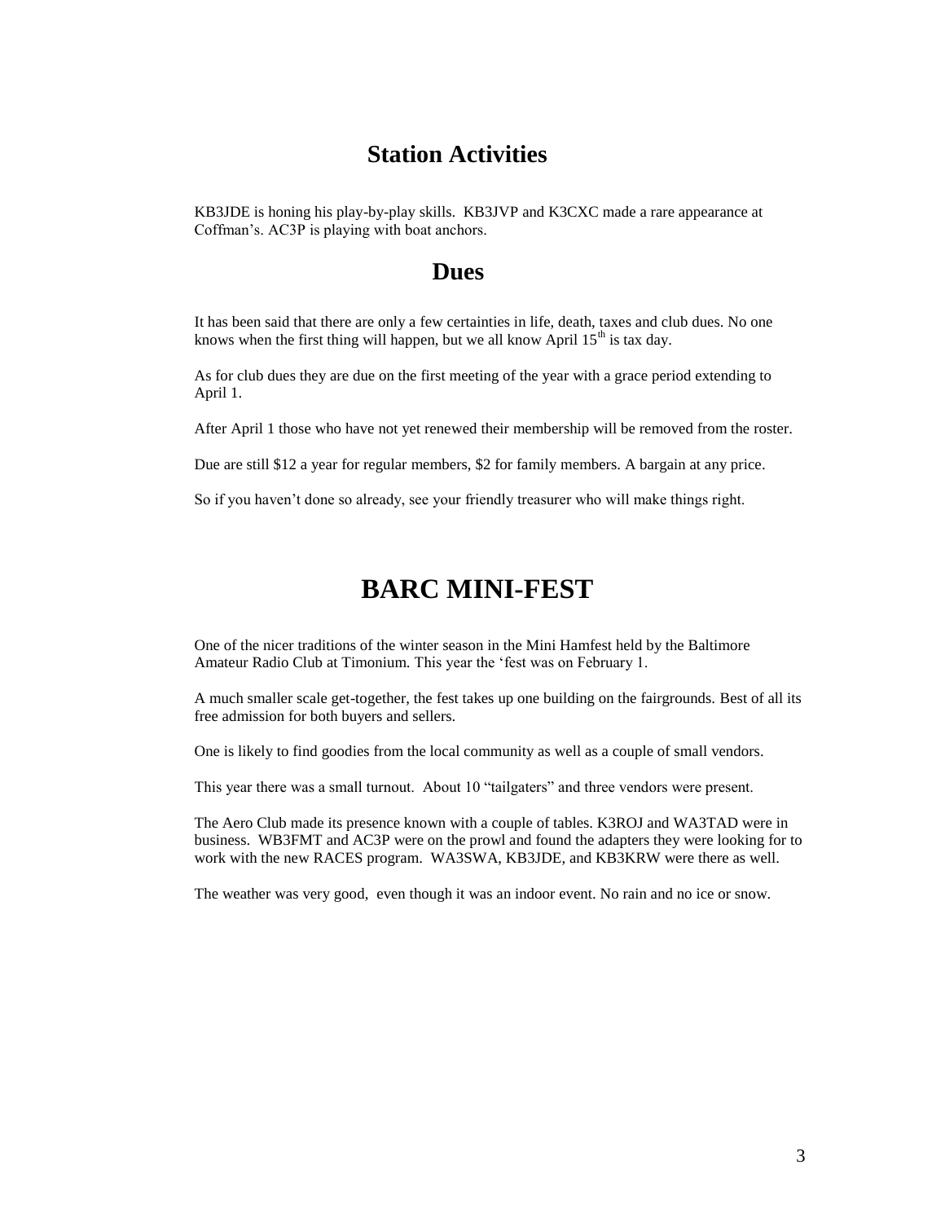## Station Activities

KB3JDE is honing his play-by-play skills. KB3JVP and K3CXC made a rare appearance at Coffman's. AC3P is playing with boat anchors.

## Dues

It has been said that there are only a few certainties in life, death, taxes and club dues. No one knows when the first thing will happen, but we all know April 15th is tax day.

As for club dues they are due on the first meeting of the year with a grace period extending to April 1.

After April 1 those who have not yet renewed their membership will be removed from the roster.

Due are still $12 a year for regular members, $2 for family members. A bargain at any price.

So if you haven't done so already, see your friendly treasurer who will make things right.

# BARC MINI-FEST

One of the nicer traditions of the winter season in the Mini Hamfest held by the Baltimore Amateur Radio Club at Timonium. This year the 'fest was on February 1.

A much smaller scale get-together, the fest takes up one building on the fairgrounds. Best of all its free admission for both buyers and sellers.

One is likely to find goodies from the local community as well as a couple of small vendors.

This year there was a small turnout. About 10 "tailgaters" and three vendors were present.

The Aero Club made its presence known with a couple of tables. K3ROJ and WA3TAD were in business. WB3FMT and AC3P were on the prowl and found the adapters they were looking for to work with the new RACES program. WA3SWA, KB3JDE, and KB3KRW were there as well.

The weather was very good, even though it was an indoor event. No rain and no ice or snow.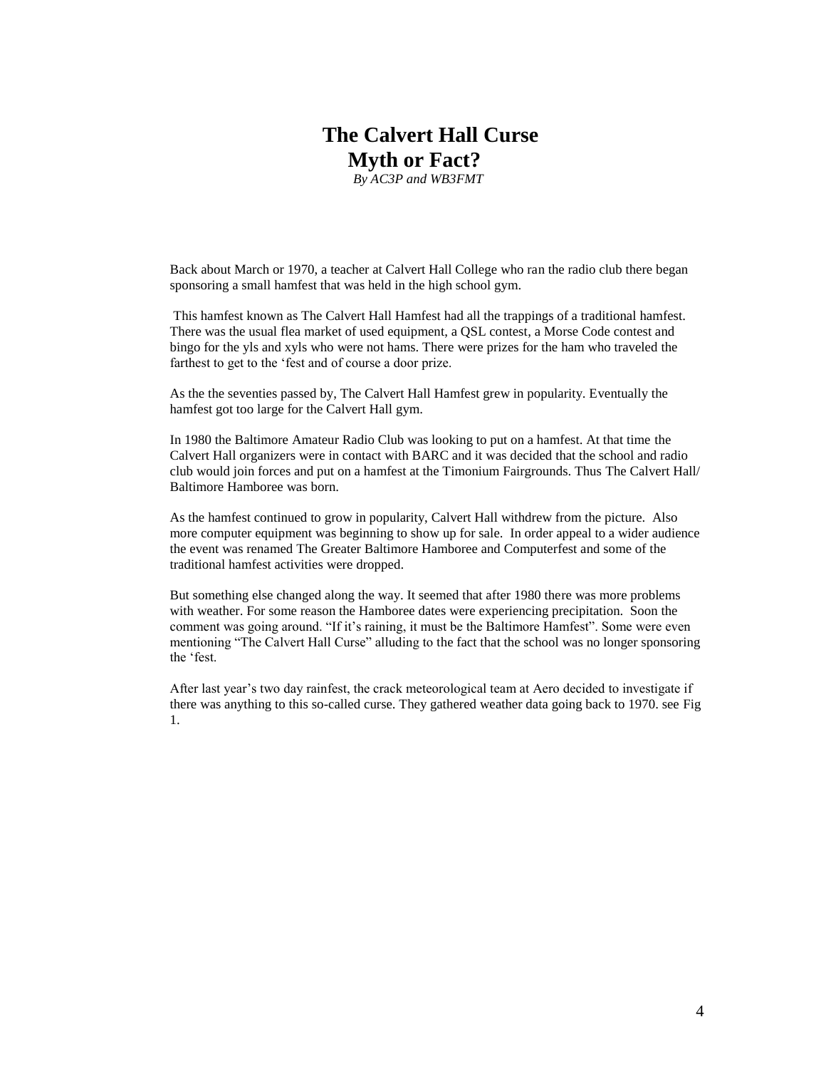# The Calvert Hall Curse
## Myth or Fact?

*By AC3P and WB3FMT*

Back about March or 1970, a teacher at Calvert Hall College who ran the radio club there began sponsoring a small hamfest that was held in the high school gym.

This hamfest known as The Calvert Hall Hamfest had all the trappings of a traditional hamfest. There was the usual flea market of used equipment, a QSL contest, a Morse Code contest and bingo for the yls and xyls who were not hams. There were prizes for the ham who traveled the farthest to get to the 'fest and of course a door prize.

As the the seventies passed by, The Calvert Hall Hamfest grew in popularity. Eventually the hamfest got too large for the Calvert Hall gym.

In 1980 the Baltimore Amateur Radio Club was looking to put on a hamfest. At that time the Calvert Hall organizers were in contact with BARC and it was decided that the school and radio club would join forces and put on a hamfest at the Timonium Fairgrounds. Thus The Calvert Hall/ Baltimore Hamboree was born.

As the hamfest continued to grow in popularity, Calvert Hall withdrew from the picture. Also more computer equipment was beginning to show up for sale. In order appeal to a wider audience the event was renamed The Greater Baltimore Hamboree and Computerfest and some of the traditional hamfest activities were dropped.

But something else changed along the way. It seemed that after 1980 there was more problems with weather. For some reason the Hamboree dates were experiencing precipitation. Soon the comment was going around. "If it's raining, it must be the Baltimore Hamfest". Some were even mentioning "The Calvert Hall Curse" alluding to the fact that the school was no longer sponsoring the 'fest.

After last year's two day rainfest, the crack meteorological team at Aero decided to investigate if there was anything to this so-called curse. They gathered weather data going back to 1970. see Fig 1.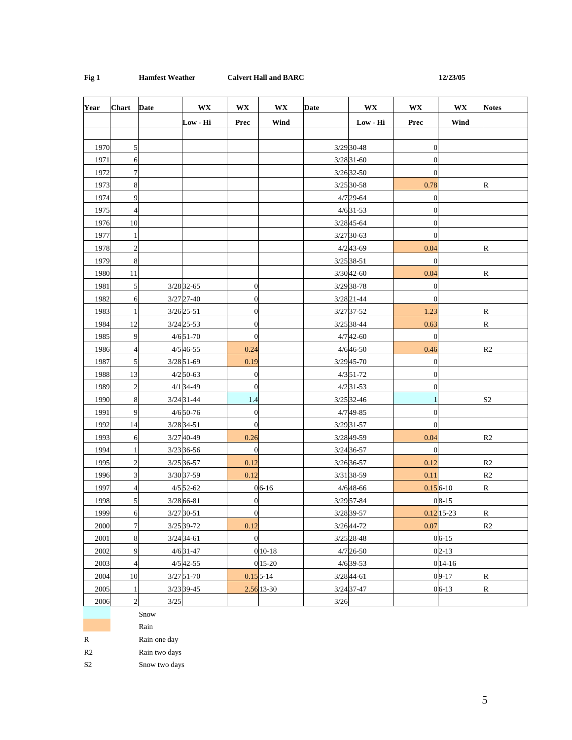**Fig 1** **Hamfest Weather** **Calvert Hall and BARC** **12/23/05**

| Year | Chart | Date | WX | WX | WX | Date | WX | WX | WX | Notes |
|---|---|---|---|---|---|---|---|---|---|---|
| | | | Low - Hi | Prec | Wind | | Low - Hi | Prec | Wind | |
| | | | | | | | | | | |
| 1970 | 5 | | | | | 3/29 | 30-48 | 0 | | |
| 1971 | 6 | | | | | 3/28 | 31-60 | 0 | | |
| 1972 | 7 | | | | | 3/26 | 32-50 | 0 | | |
| 1973 | 8 | | | | | 3/25 | 30-58 | 0.78 | | R |
| 1974 | 9 | | | | | 4/7 | 29-64 | 0 | | |
| 1975 | 4 | | | | | 4/6 | 31-53 | 0 | | |
| 1976 | 10 | | | | | 3/28 | 45-64 | 0 | | |
| 1977 | 1 | | | | | 3/27 | 30-63 | 0 | | |
| 1978 | 2 | | | | | 4/2 | 43-69 | 0.04 | | R |
| 1979 | 8 | | | | | 3/25 | 38-51 | 0 | | |
| 1980 | 11 | | | | | 3/30 | 42-60 | 0.04 | | R |
| 1981 | 5 | 3/28 | 32-65 | 0 | | 3/29 | 38-78 | 0 | | |
| 1982 | 6 | 3/27 | 27-40 | 0 | | 3/28 | 21-44 | 0 | | |
| 1983 | 1 | 3/26 | 25-51 | 0 | | 3/27 | 37-52 | 1.23 | | R |
| 1984 | 12 | 3/24 | 25-53 | 0 | | 3/25 | 38-44 | 0.63 | | R |
| 1985 | 9 | 4/6 | 51-70 | 0 | | 4/7 | 42-60 | 0 | | |
| 1986 | 4 | 4/5 | 46-55 | 0.24 | | 4/6 | 46-50 | 0.46 | | R2 |
| 1987 | 5 | 3/28 | 51-69 | 0.19 | | 3/29 | 45-70 | 0 | | |
| 1988 | 13 | 4/2 | 50-63 | 0 | | 4/3 | 51-72 | 0 | | |
| 1989 | 2 | 4/1 | 34-49 | 0 | | 4/2 | 31-53 | 0 | | |
| 1990 | 8 | 3/24 | 31-44 | 1.4 | | 3/25 | 32-46 | 1 | | S2 |
| 1991 | 9 | 4/6 | 50-76 | 0 | | 4/7 | 49-85 | 0 | | |
| 1992 | 14 | 3/28 | 34-51 | 0 | | 3/29 | 31-57 | 0 | | |
| 1993 | 6 | 3/27 | 40-49 | 0.26 | | 3/28 | 49-59 | 0.04 | | R2 |
| 1994 | 1 | 3/23 | 36-56 | 0 | | 3/24 | 36-57 | 0 | | |
| 1995 | 2 | 3/25 | 36-57 | 0.12 | | 3/26 | 36-57 | 0.12 | | R2 |
| 1996 | 3 | 3/30 | 37-59 | 0.12 | | 3/31 | 38-59 | 0.11 | | R2 |
| 1997 | 4 | 4/5 | 52-62 | 0 | 6-16 | 4/6 | 48-66 | 0.15 | 6-10 | R |
| 1998 | 5 | 3/28 | 66-81 | 0 | | 3/29 | 57-84 | 0 | 8-15 | |
| 1999 | 6 | 3/27 | 30-51 | 0 | | 3/28 | 39-57 | 0.12 | 15-23 | R |
| 2000 | 7 | 3/25 | 39-72 | 0.12 | | 3/26 | 44-72 | 0.07 | | R2 |
| 2001 | 8 | 3/24 | 34-61 | 0 | | 3/25 | 28-48 | 0 | 6-15 | |
| 2002 | 9 | 4/6 | 31-47 | 0 | 10-18 | 4/7 | 26-50 | 0 | 2-13 | |
| 2003 | 4 | 4/5 | 42-55 | 0 | 15-20 | 4/6 | 39-53 | 0 | 14-16 | |
| 2004 | 10 | 3/27 | 51-70 | 0.15 | 5-14 | 3/28 | 44-61 | 0 | 9-17 | R |
| 2005 | 1 | 3/23 | 39-45 | 2.56 | 13-30 | 3/24 | 37-47 | 0 | 6-13 | R |
| 2006 | 2 | 3/25 | | | | 3/26 | | | | |

(light blue) Snow

(orange) Rain

R — Rain one day

R2 — Rain two days

S2 — Snow two days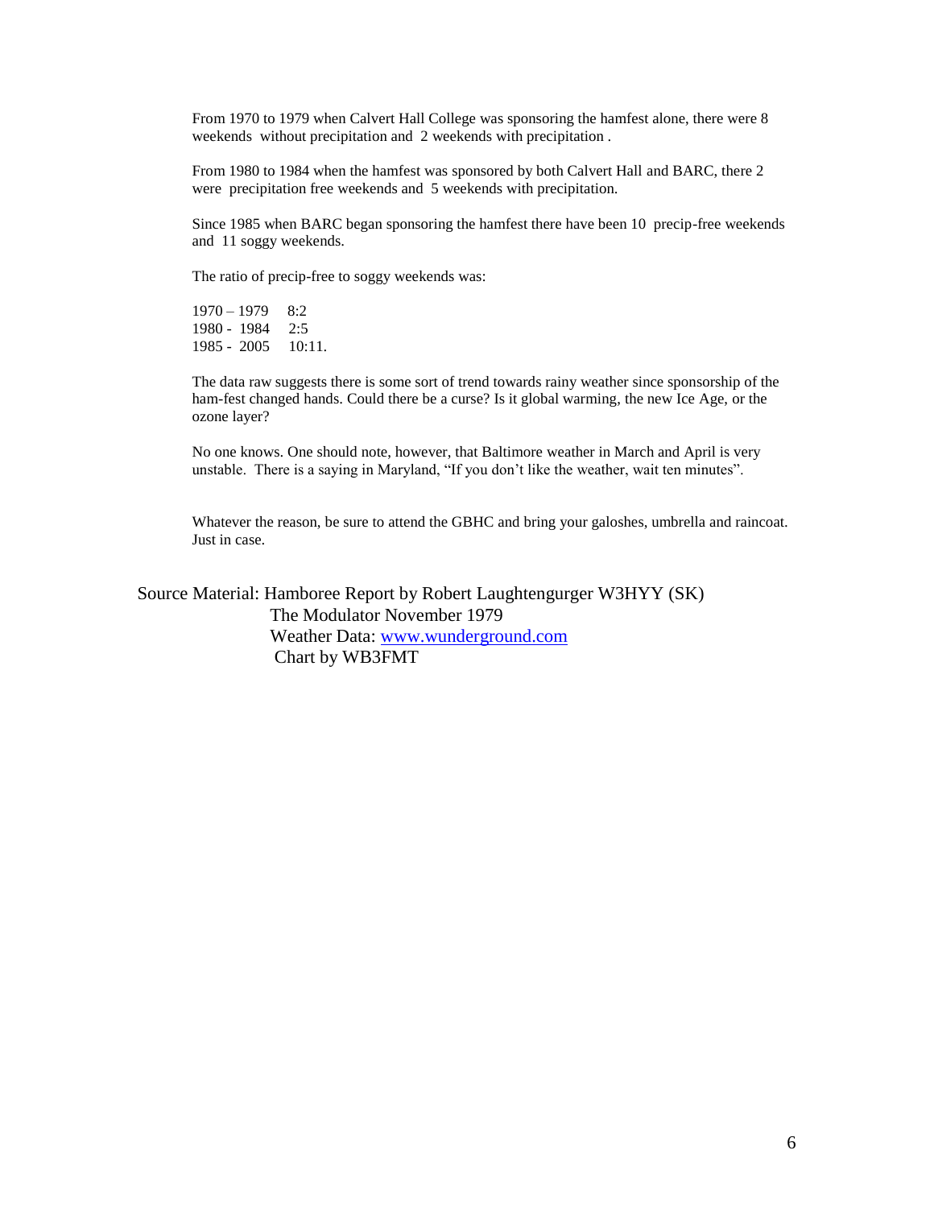From 1970 to 1979 when Calvert Hall College was sponsoring the hamfest alone, there were 8 weekends without precipitation and 2 weekends with precipitation .

From 1980 to 1984 when the hamfest was sponsored by both Calvert Hall and BARC, there 2 were precipitation free weekends and 5 weekends with precipitation.

Since 1985 when BARC began sponsoring the hamfest there have been 10 precip-free weekends and 11 soggy weekends.

The ratio of precip-free to soggy weekends was:

1970 – 1979 8:2  
1980 - 1984 2:5  
1985 - 2005 10:11.

The data raw suggests there is some sort of trend towards rainy weather since sponsorship of the ham-fest changed hands. Could there be a curse? Is it global warming, the new Ice Age, or the ozone layer?

No one knows. One should note, however, that Baltimore weather in March and April is very unstable. There is a saying in Maryland, "If you don't like the weather, wait ten minutes".

Whatever the reason, be sure to attend the GBHC and bring your galoshes, umbrella and raincoat. Just in case.

Source Material: Hamboree Report by Robert Laughtengurger W3HYY (SK)  
The Modulator November 1979  
Weather Data: [www.wunderground.com](http://www.wunderground.com)  
Chart by WB3FMT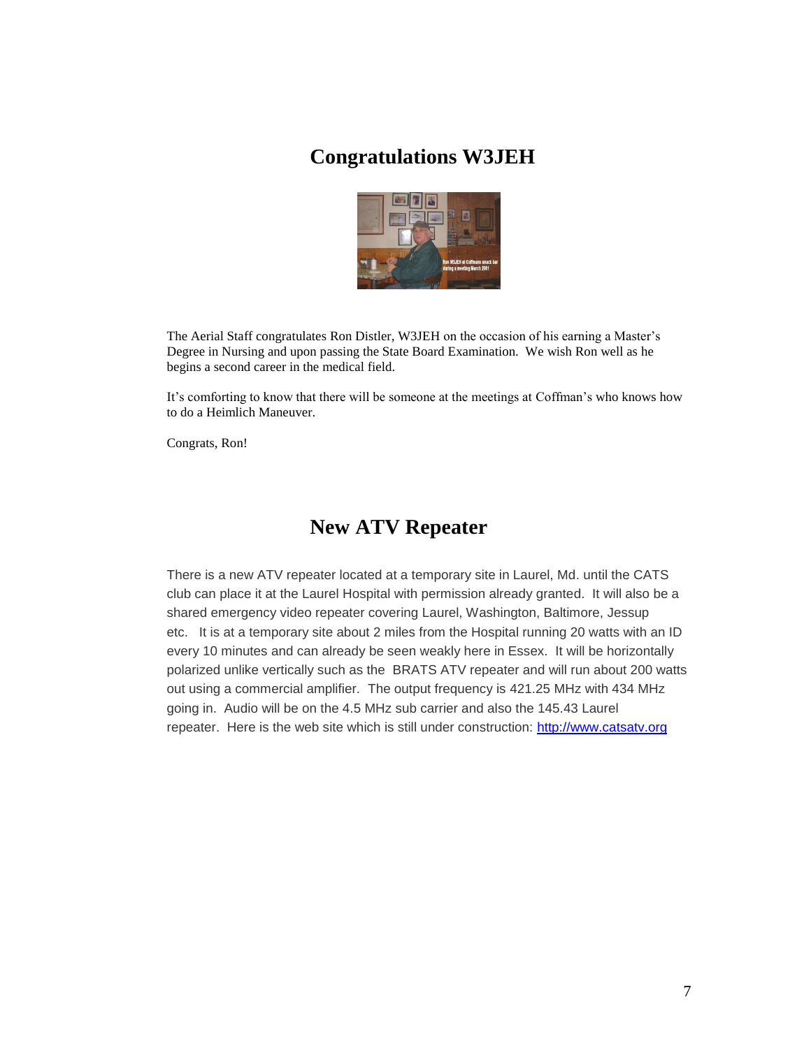## Congratulations W3JEH

The Aerial Staff congratulates Ron Distler, W3JEH on the occasion of his earning a Master's Degree in Nursing and upon passing the State Board Examination. We wish Ron well as he begins a second career in the medical field.

It's comforting to know that there will be someone at the meetings at Coffman's who knows how to do a Heimlich Maneuver.

Congrats, Ron!

## New ATV Repeater

There is a new ATV repeater located at a temporary site in Laurel, Md. until the CATS club can place it at the Laurel Hospital with permission already granted. It will also be a shared emergency video repeater covering Laurel, Washington, Baltimore, Jessup etc. It is at a temporary site about 2 miles from the Hospital running 20 watts with an ID every 10 minutes and can already be seen weakly here in Essex. It will be horizontally polarized unlike vertically such as the BRATS ATV repeater and will run about 200 watts out using a commercial amplifier. The output frequency is 421.25 MHz with 434 MHz going in. Audio will be on the 4.5 MHz sub carrier and also the 145.43 Laurel repeater. Here is the web site which is still under construction: http://www.catsatv.org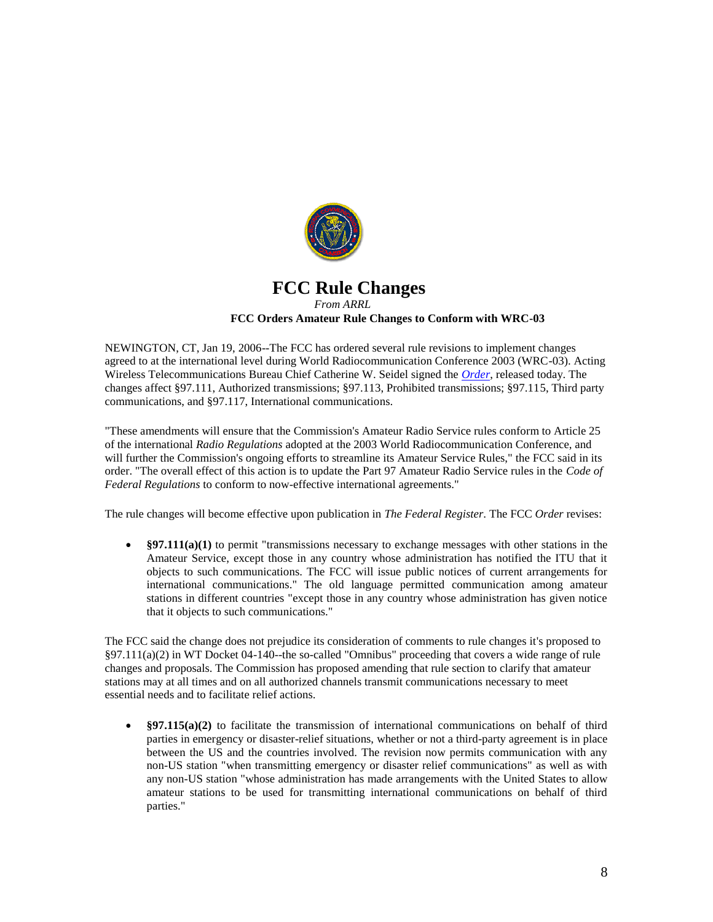# FCC Rule Changes

*From ARRL*

**FCC Orders Amateur Rule Changes to Conform with WRC-03**

NEWINGTON, CT, Jan 19, 2006--The FCC has ordered several rule revisions to implement changes agreed to at the international level during World Radiocommunication Conference 2003 (WRC-03). Acting Wireless Telecommunications Bureau Chief Catherine W. Seidel signed the *Order*, released today. The changes affect §97.111, Authorized transmissions; §97.113, Prohibited transmissions; §97.115, Third party communications, and §97.117, International communications.

"These amendments will ensure that the Commission's Amateur Radio Service rules conform to Article 25 of the international *Radio Regulations* adopted at the 2003 World Radiocommunication Conference, and will further the Commission's ongoing efforts to streamline its Amateur Service Rules," the FCC said in its order. "The overall effect of this action is to update the Part 97 Amateur Radio Service rules in the *Code of Federal Regulations* to conform to now-effective international agreements."

The rule changes will become effective upon publication in *The Federal Register*. The FCC *Order* revises:

- **§97.111(a)(1)** to permit "transmissions necessary to exchange messages with other stations in the Amateur Service, except those in any country whose administration has notified the ITU that it objects to such communications. The FCC will issue public notices of current arrangements for international communications." The old language permitted communication among amateur stations in different countries "except those in any country whose administration has given notice that it objects to such communications."

The FCC said the change does not prejudice its consideration of comments to rule changes it's proposed to §97.111(a)(2) in WT Docket 04-140--the so-called "Omnibus" proceeding that covers a wide range of rule changes and proposals. The Commission has proposed amending that rule section to clarify that amateur stations may at all times and on all authorized channels transmit communications necessary to meet essential needs and to facilitate relief actions.

- **§97.115(a)(2)** to facilitate the transmission of international communications on behalf of third parties in emergency or disaster-relief situations, whether or not a third-party agreement is in place between the US and the countries involved. The revision now permits communication with any non-US station "when transmitting emergency or disaster relief communications" as well as with any non-US station "whose administration has made arrangements with the United States to allow amateur stations to be used for transmitting international communications on behalf of third parties."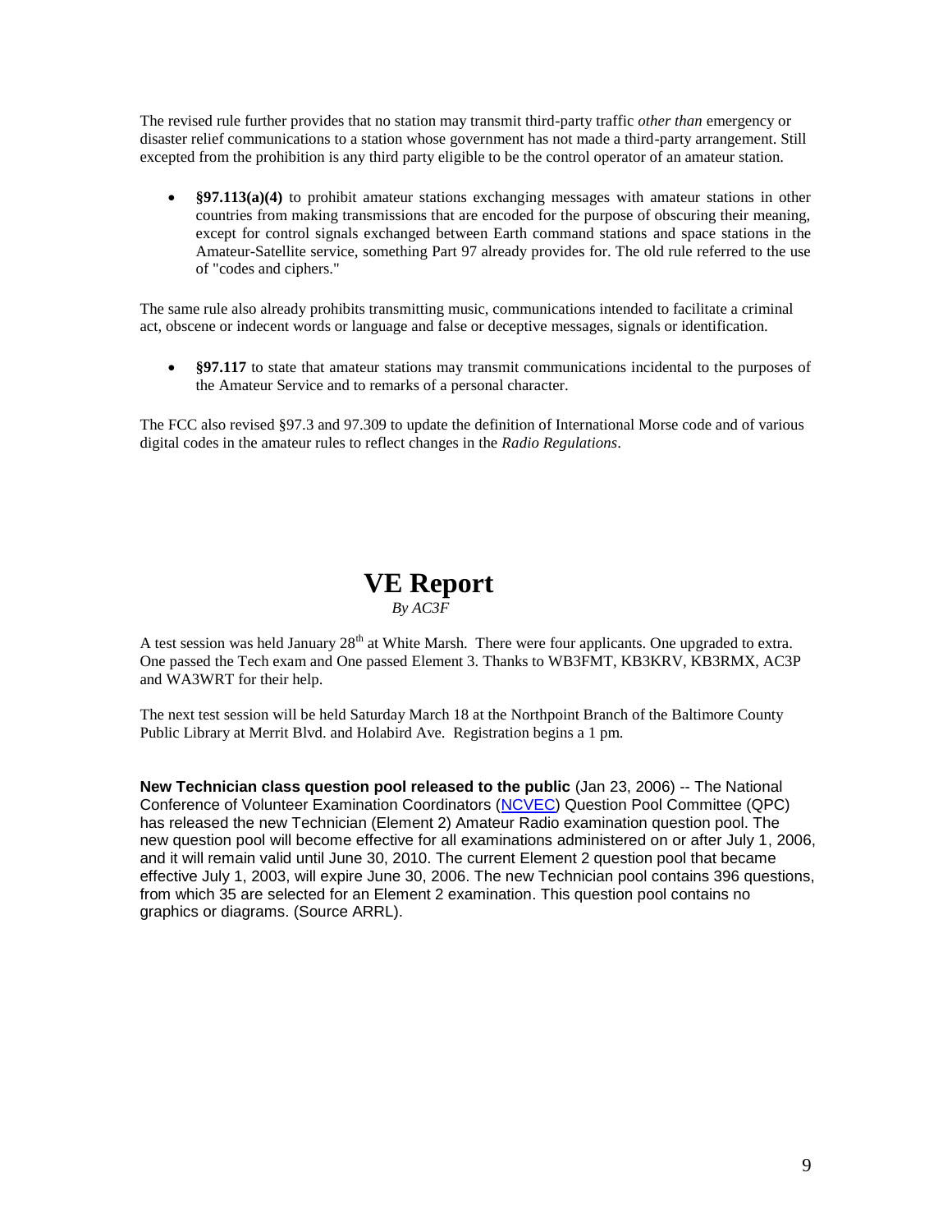The revised rule further provides that no station may transmit third-party traffic *other than* emergency or disaster relief communications to a station whose government has not made a third-party arrangement. Still excepted from the prohibition is any third party eligible to be the control operator of an amateur station.

- **§97.113(a)(4)** to prohibit amateur stations exchanging messages with amateur stations in other countries from making transmissions that are encoded for the purpose of obscuring their meaning, except for control signals exchanged between Earth command stations and space stations in the Amateur-Satellite service, something Part 97 already provides for. The old rule referred to the use of "codes and ciphers."

The same rule also already prohibits transmitting music, communications intended to facilitate a criminal act, obscene or indecent words or language and false or deceptive messages, signals or identification.

- **§97.117** to state that amateur stations may transmit communications incidental to the purposes of the Amateur Service and to remarks of a personal character.

The FCC also revised §97.3 and 97.309 to update the definition of International Morse code and of various digital codes in the amateur rules to reflect changes in the *Radio Regulations*.

# VE Report

*By AC3F*

A test session was held January 28th at White Marsh. There were four applicants. One upgraded to extra. One passed the Tech exam and One passed Element 3. Thanks to WB3FMT, KB3KRV, KB3RMX, AC3P and WA3WRT for their help.

The next test session will be held Saturday March 18 at the Northpoint Branch of the Baltimore County Public Library at Merrit Blvd. and Holabird Ave. Registration begins a 1 pm.

**New Technician class question pool released to the public** (Jan 23, 2006) -- The National Conference of Volunteer Examination Coordinators (NCVEC) Question Pool Committee (QPC) has released the new Technician (Element 2) Amateur Radio examination question pool. The new question pool will become effective for all examinations administered on or after July 1, 2006, and it will remain valid until June 30, 2010. The current Element 2 question pool that became effective July 1, 2003, will expire June 30, 2006. The new Technician pool contains 396 questions, from which 35 are selected for an Element 2 examination. This question pool contains no graphics or diagrams. (Source ARRL).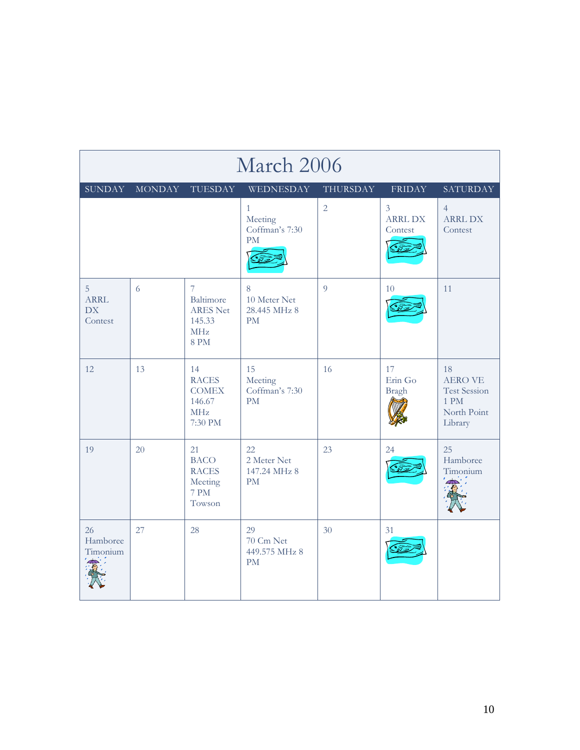# March 2006

| SUNDAY | MONDAY | TUESDAY | WEDNESDAY | THURSDAY | FRIDAY | SATURDAY |
|---|---|---|---|---|---|---|
| | | | 1 Meeting Coffman's 7:30 PM | 2 | 3 ARRL DX Contest | 4 ARRL DX Contest |
| 5 ARRL DX Contest | 6 | 7 Baltimore ARES Net 145.33 MHz 8 PM | 8 10 Meter Net 28.445 MHz 8 PM | 9 | 10 | 11 |
| 12 | 13 | 14 RACES COMEX 146.67 MHz 7:30 PM | 15 Meeting Coffman's 7:30 PM | 16 | 17 Erin Go Bragh | 18 AERO VE Test Session 1 PM North Point Library |
| 19 | 20 | 21 BACO RACES Meeting 7 PM Towson | 22 2 Meter Net 147.24 MHz 8 PM | 23 | 24 | 25 Hamboree Timonium |
| 26 Hamboree Timonium | 27 | 28 | 29 70 Cm Net 449.575 MHz 8 PM | 30 | 31 | |